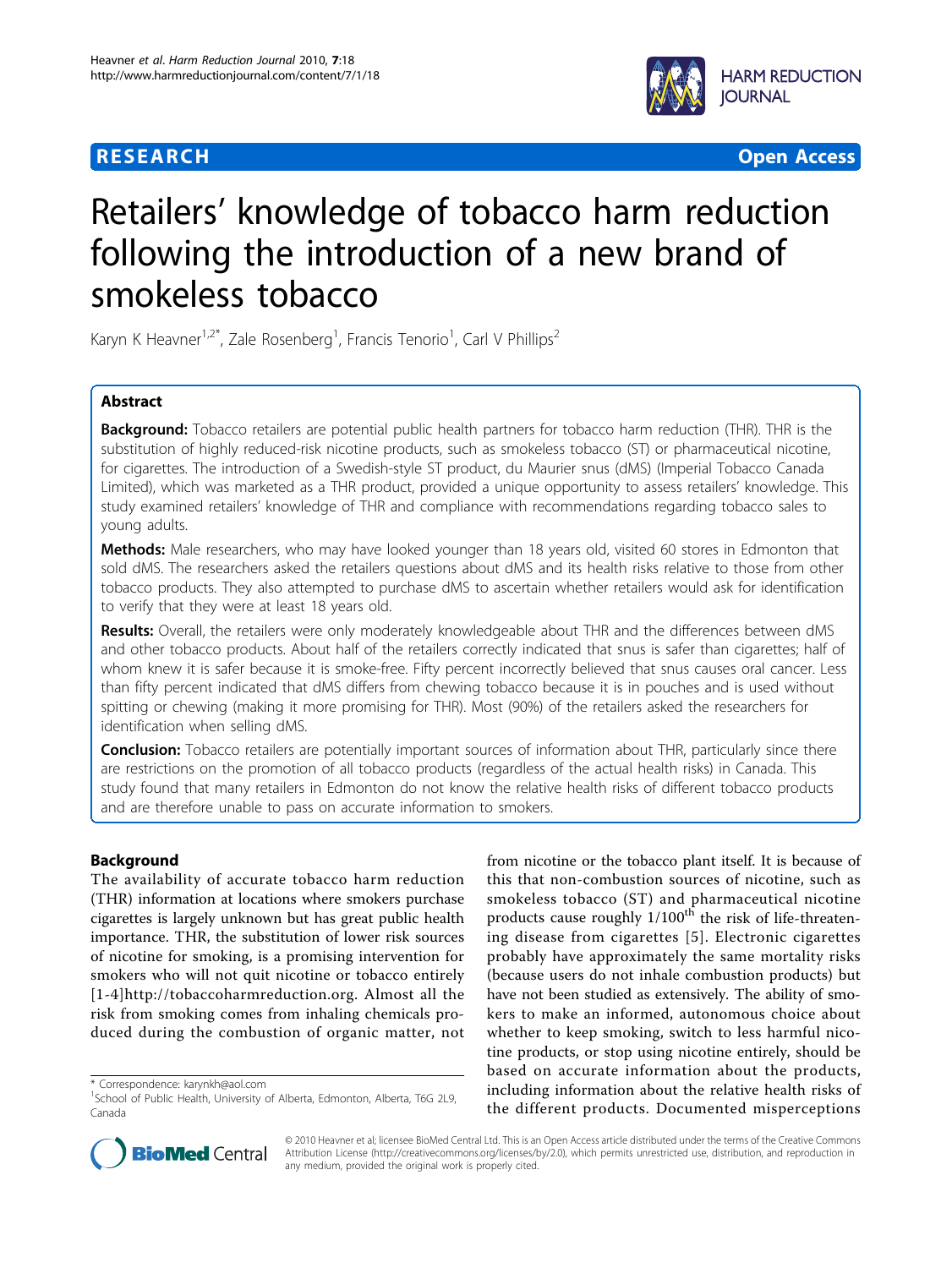**RESEARCH** **Open Access**

# Retailers' knowledge of tobacco harm reduction following the introduction of a new brand of smokeless tobacco

Karyn K Heavner[1,2*], Zale Rosenberg[1], Francis Tenorio[1], Carl V Phillips[2]

## Abstract

**Background:** Tobacco retailers are potential public health partners for tobacco harm reduction (THR). THR is the substitution of highly reduced-risk nicotine products, such as smokeless tobacco (ST) or pharmaceutical nicotine, for cigarettes. The introduction of a Swedish-style ST product, du Maurier snus (dMS) (Imperial Tobacco Canada Limited), which was marketed as a THR product, provided a unique opportunity to assess retailers' knowledge. This study examined retailers' knowledge of THR and compliance with recommendations regarding tobacco sales to young adults.

**Methods:** Male researchers, who may have looked younger than 18 years old, visited 60 stores in Edmonton that sold dMS. The researchers asked the retailers questions about dMS and its health risks relative to those from other tobacco products. They also attempted to purchase dMS to ascertain whether retailers would ask for identification to verify that they were at least 18 years old.

**Results:** Overall, the retailers were only moderately knowledgeable about THR and the differences between dMS and other tobacco products. About half of the retailers correctly indicated that snus is safer than cigarettes; half of whom knew it is safer because it is smoke-free. Fifty percent incorrectly believed that snus causes oral cancer. Less than fifty percent indicated that dMS differs from chewing tobacco because it is in pouches and is used without spitting or chewing (making it more promising for THR). Most (90%) of the retailers asked the researchers for identification when selling dMS.

**Conclusion:** Tobacco retailers are potentially important sources of information about THR, particularly since there are restrictions on the promotion of all tobacco products (regardless of the actual health risks) in Canada. This study found that many retailers in Edmonton do not know the relative health risks of different tobacco products and are therefore unable to pass on accurate information to smokers.

## Background

The availability of accurate tobacco harm reduction (THR) information at locations where smokers purchase cigarettes is largely unknown but has great public health importance. THR, the substitution of lower risk sources of nicotine for smoking, is a promising intervention for smokers who will not quit nicotine or tobacco entirely [1-4]http://tobaccoharmreduction.org. Almost all the risk from smoking comes from inhaling chemicals produced during the combustion of organic matter, not from nicotine or the tobacco plant itself. It is because of this that non-combustion sources of nicotine, such as smokeless tobacco (ST) and pharmaceutical nicotine products cause roughly 1/100[th] the risk of life-threatening disease from cigarettes [5]. Electronic cigarettes probably have approximately the same mortality risks (because users do not inhale combustion products) but have not been studied as extensively. The ability of smokers to make an informed, autonomous choice about whether to keep smoking, switch to less harmful nicotine products, or stop using nicotine entirely, should be based on accurate information about the products, including information about the relative health risks of the different products. Documented misperceptions

* Correspondence: karynkh@aol.com
[1]School of Public Health, University of Alberta, Edmonton, Alberta, T6G 2L9, Canada

© 2010 Heavner et al; licensee BioMed Central Ltd. This is an Open Access article distributed under the terms of the Creative Commons Attribution License (http://creativecommons.org/licenses/by/2.0), which permits unrestricted use, distribution, and reproduction in any medium, provided the original work is properly cited.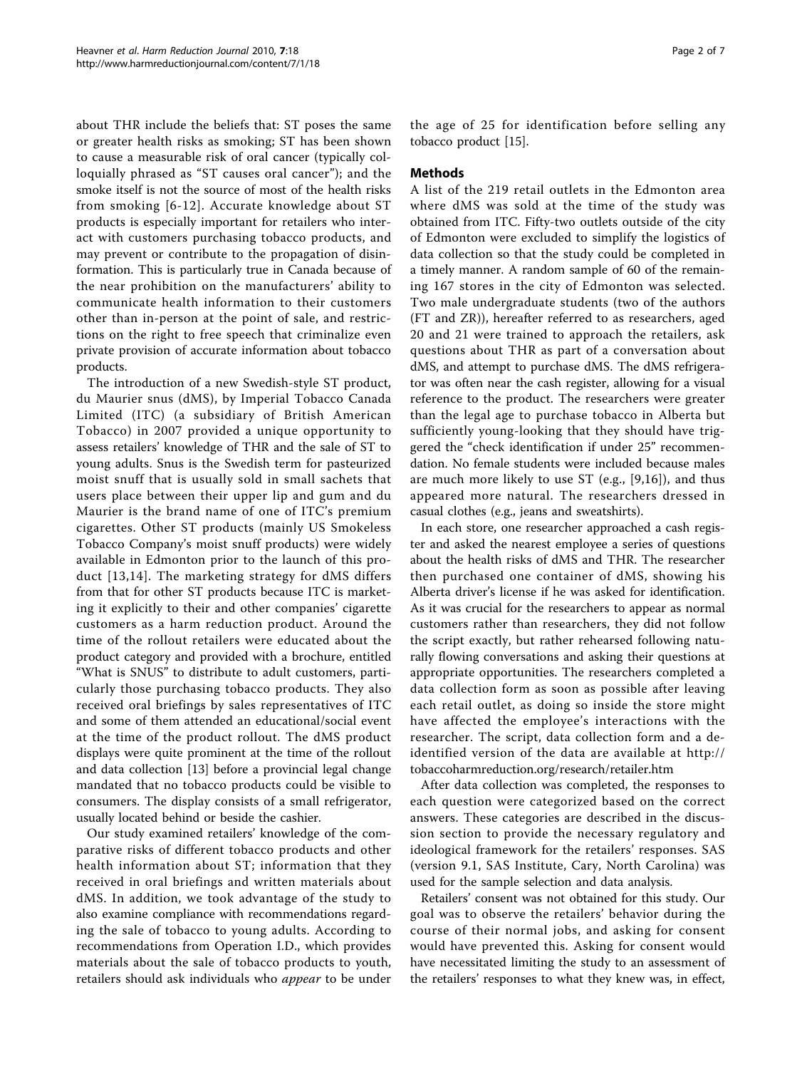about THR include the beliefs that: ST poses the same or greater health risks as smoking; ST has been shown to cause a measurable risk of oral cancer (typically colloquially phrased as "ST causes oral cancer"); and the smoke itself is not the source of most of the health risks from smoking [6-12]. Accurate knowledge about ST products is especially important for retailers who interact with customers purchasing tobacco products, and may prevent or contribute to the propagation of disinformation. This is particularly true in Canada because of the near prohibition on the manufacturers' ability to communicate health information to their customers other than in-person at the point of sale, and restrictions on the right to free speech that criminalize even private provision of accurate information about tobacco products.

The introduction of a new Swedish-style ST product, du Maurier snus (dMS), by Imperial Tobacco Canada Limited (ITC) (a subsidiary of British American Tobacco) in 2007 provided a unique opportunity to assess retailers' knowledge of THR and the sale of ST to young adults. Snus is the Swedish term for pasteurized moist snuff that is usually sold in small sachets that users place between their upper lip and gum and du Maurier is the brand name of one of ITC's premium cigarettes. Other ST products (mainly US Smokeless Tobacco Company's moist snuff products) were widely available in Edmonton prior to the launch of this product [13,14]. The marketing strategy for dMS differs from that for other ST products because ITC is marketing it explicitly to their and other companies' cigarette customers as a harm reduction product. Around the time of the rollout retailers were educated about the product category and provided with a brochure, entitled "What is SNUS" to distribute to adult customers, particularly those purchasing tobacco products. They also received oral briefings by sales representatives of ITC and some of them attended an educational/social event at the time of the product rollout. The dMS product displays were quite prominent at the time of the rollout and data collection [13] before a provincial legal change mandated that no tobacco products could be visible to consumers. The display consists of a small refrigerator, usually located behind or beside the cashier.

Our study examined retailers' knowledge of the comparative risks of different tobacco products and other health information about ST; information that they received in oral briefings and written materials about dMS. In addition, we took advantage of the study to also examine compliance with recommendations regarding the sale of tobacco to young adults. According to recommendations from Operation I.D., which provides materials about the sale of tobacco products to youth, retailers should ask individuals who *appear* to be under the age of 25 for identification before selling any tobacco product [15].

## Methods

A list of the 219 retail outlets in the Edmonton area where dMS was sold at the time of the study was obtained from ITC. Fifty-two outlets outside of the city of Edmonton were excluded to simplify the logistics of data collection so that the study could be completed in a timely manner. A random sample of 60 of the remaining 167 stores in the city of Edmonton was selected. Two male undergraduate students (two of the authors (FT and ZR)), hereafter referred to as researchers, aged 20 and 21 were trained to approach the retailers, ask questions about THR as part of a conversation about dMS, and attempt to purchase dMS. The dMS refrigerator was often near the cash register, allowing for a visual reference to the product. The researchers were greater than the legal age to purchase tobacco in Alberta but sufficiently young-looking that they should have triggered the "check identification if under 25" recommendation. No female students were included because males are much more likely to use ST (e.g., [9,16]), and thus appeared more natural. The researchers dressed in casual clothes (e.g., jeans and sweatshirts).

In each store, one researcher approached a cash register and asked the nearest employee a series of questions about the health risks of dMS and THR. The researcher then purchased one container of dMS, showing his Alberta driver's license if he was asked for identification. As it was crucial for the researchers to appear as normal customers rather than researchers, they did not follow the script exactly, but rather rehearsed following naturally flowing conversations and asking their questions at appropriate opportunities. The researchers completed a data collection form as soon as possible after leaving each retail outlet, as doing so inside the store might have affected the employee's interactions with the researcher. The script, data collection form and a de-identified version of the data are available at http://tobaccoharmreduction.org/research/retailer.htm

After data collection was completed, the responses to each question were categorized based on the correct answers. These categories are described in the discussion section to provide the necessary regulatory and ideological framework for the retailers' responses. SAS (version 9.1, SAS Institute, Cary, North Carolina) was used for the sample selection and data analysis.

Retailers' consent was not obtained for this study. Our goal was to observe the retailers' behavior during the course of their normal jobs, and asking for consent would have prevented this. Asking for consent would have necessitated limiting the study to an assessment of the retailers' responses to what they knew was, in effect,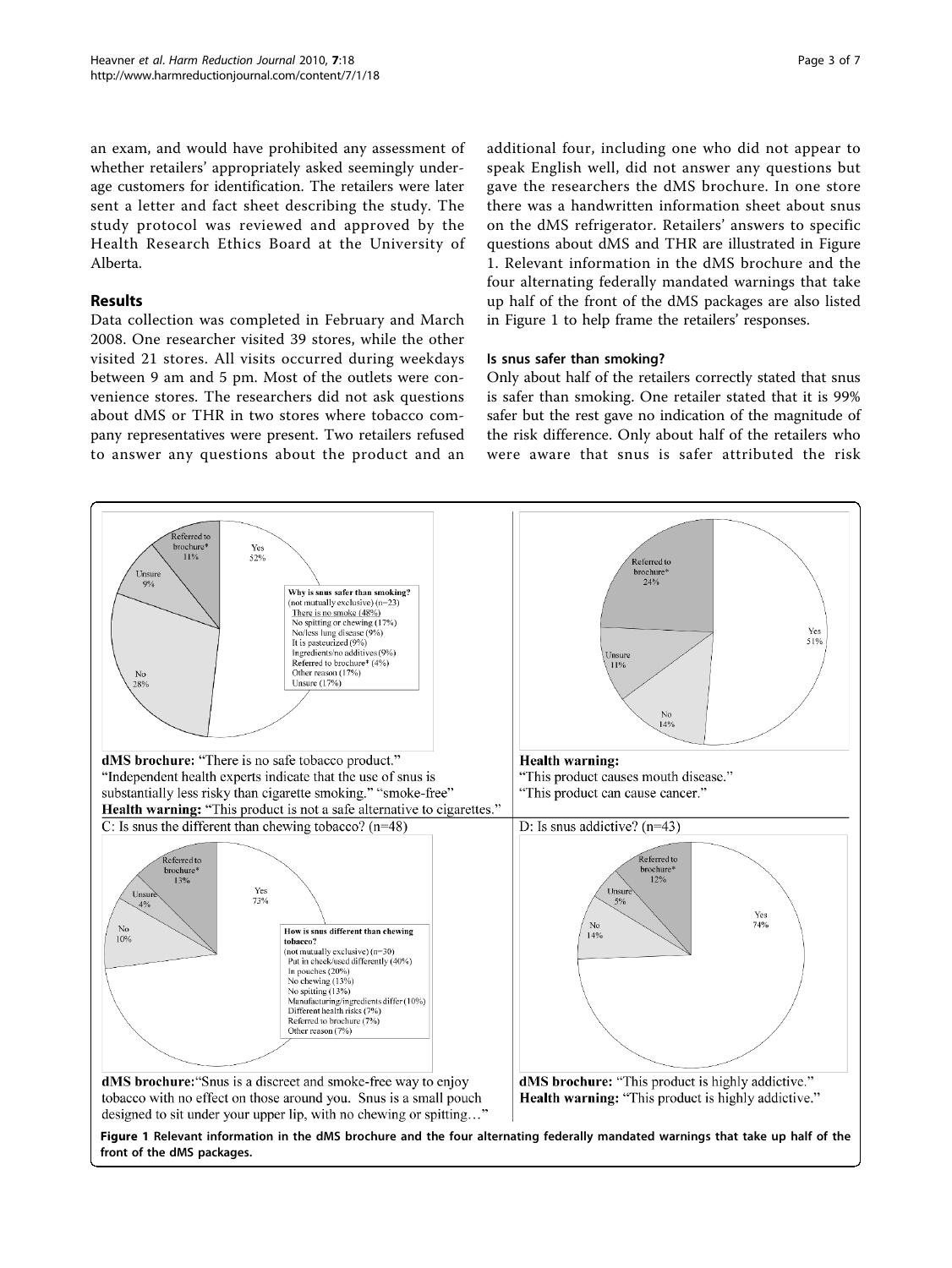an exam, and would have prohibited any assessment of whether retailers' appropriately asked seemingly underage customers for identification. The retailers were later sent a letter and fact sheet describing the study. The study protocol was reviewed and approved by the Health Research Ethics Board at the University of Alberta.

## Results

Data collection was completed in February and March 2008. One researcher visited 39 stores, while the other visited 21 stores. All visits occurred during weekdays between 9 am and 5 pm. Most of the outlets were convenience stores. The researchers did not ask questions about dMS or THR in two stores where tobacco company representatives were present. Two retailers refused to answer any questions about the product and an additional four, including one who did not appear to speak English well, did not answer any questions but gave the researchers the dMS brochure. In one store there was a handwritten information sheet about snus on the dMS refrigerator. Retailers' answers to specific questions about dMS and THR are illustrated in Figure 1. Relevant information in the dMS brochure and the four alternating federally mandated warnings that take up half of the front of the dMS packages are also listed in Figure 1 to help frame the retailers' responses.

### Is snus safer than smoking?

Only about half of the retailers correctly stated that snus is safer than smoking. One retailer stated that it is 99% safer but the rest gave no indication of the magnitude of the risk difference. Only about half of the retailers who were aware that snus is safer attributed the risk

Referred to brochure* 11%; Yes 52%; Unsure 9%; No 28%

Why is snus safer than smoking? (not mutually exclusive) (n=23)
There is no smoke (48%)
No spitting or chewing (17%)
No/less lung disease (9%)
It is pasteurized (9%)
Ingredients/no additives (9%)
Referred to brochure* (4%)
Other reason (17%)
Unsure (17%)

**dMS brochure:** "There is no safe tobacco product." "Independent health experts indicate that the use of snus is substantially less risky than cigarette smoking." "smoke-free"
**Health warning:** "This product is not a safe alternative to cigarettes."

Referred to brochure* 24%; Yes 51%; Unsure 11%; No 14%

**Health warning:** "This product causes mouth disease." "This product can cause cancer."

C: Is snus the different than chewing tobacco? (n=48)

Referred to brochure* 13%; Yes 73%; Unsure 4%; No 10%

How is snus different than chewing tobacco? (not mutually exclusive) (n=30)
Put in cheek/used differently (40%)
In pouches (20%)
No chewing (13%)
No spitting (13%)
Manufacturing/ingredients differ (10%)
Different health risks (7%)
Referred to brochure (7%)
Other reason (7%)

**dMS brochure:** "Snus is a discreet and smoke-free way to enjoy tobacco with no effect on those around you. Snus is a small pouch designed to sit under your upper lip, with no chewing or spitting…"

D: Is snus addictive? (n=43)

Referred to brochure* 12%; Yes 74%; Unsure 5%; No 14%

**dMS brochure:** "This product is highly addictive."
**Health warning:** "This product is highly addictive."

**Figure 1 Relevant information in the dMS brochure and the four alternating federally mandated warnings that take up half of the front of the dMS packages.**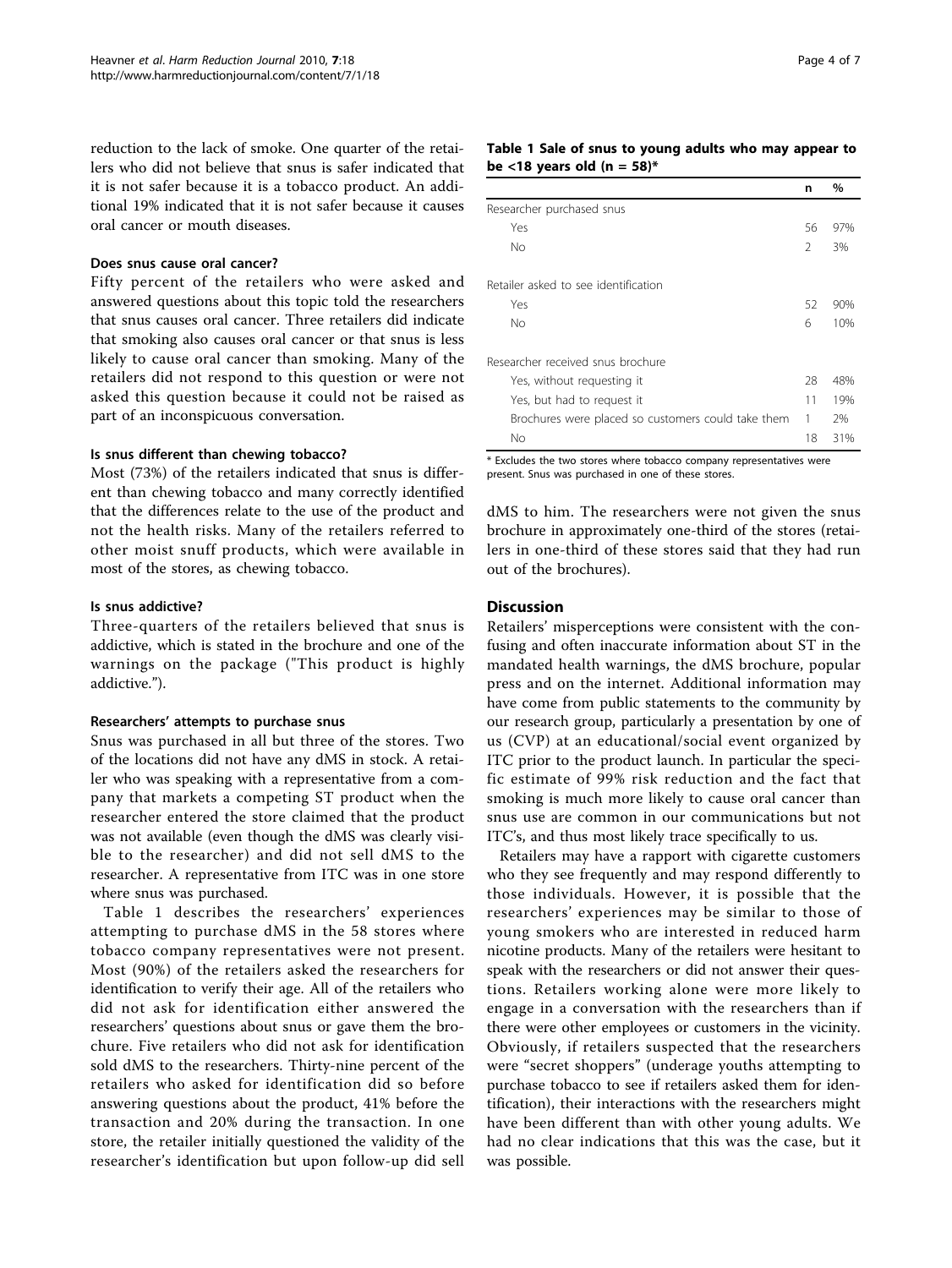reduction to the lack of smoke. One quarter of the retailers who did not believe that snus is safer indicated that it is not safer because it is a tobacco product. An additional 19% indicated that it is not safer because it causes oral cancer or mouth diseases.

#### Does snus cause oral cancer?

Fifty percent of the retailers who were asked and answered questions about this topic told the researchers that snus causes oral cancer. Three retailers did indicate that smoking also causes oral cancer or that snus is less likely to cause oral cancer than smoking. Many of the retailers did not respond to this question or were not asked this question because it could not be raised as part of an inconspicuous conversation.

#### Is snus different than chewing tobacco?

Most (73%) of the retailers indicated that snus is different than chewing tobacco and many correctly identified that the differences relate to the use of the product and not the health risks. Many of the retailers referred to other moist snuff products, which were available in most of the stores, as chewing tobacco.

#### Is snus addictive?

Three-quarters of the retailers believed that snus is addictive, which is stated in the brochure and one of the warnings on the package ("This product is highly addictive.").

#### Researchers' attempts to purchase snus

Snus was purchased in all but three of the stores. Two of the locations did not have any dMS in stock. A retailer who was speaking with a representative from a company that markets a competing ST product when the researcher entered the store claimed that the product was not available (even though the dMS was clearly visible to the researcher) and did not sell dMS to the researcher. A representative from ITC was in one store where snus was purchased.

Table 1 describes the researchers' experiences attempting to purchase dMS in the 58 stores where tobacco company representatives were not present. Most (90%) of the retailers asked the researchers for identification to verify their age. All of the retailers who did not ask for identification either answered the researchers' questions about snus or gave them the brochure. Five retailers who did not ask for identification sold dMS to the researchers. Thirty-nine percent of the retailers who asked for identification did so before answering questions about the product, 41% before the transaction and 20% during the transaction. In one store, the retailer initially questioned the validity of the researcher's identification but upon follow-up did sell dMS to him. The researchers were not given the snus brochure in approximately one-third of the stores (retailers in one-third of these stores said that they had run out of the brochures).

**Table 1 Sale of snus to young adults who may appear to be <18 years old (n = 58)***

| | n | % |
|---|---|---|
| Researcher purchased snus | | |
| Yes | 56 | 97% |
| No | 2 | 3% |
| Retailer asked to see identification | | |
| Yes | 52 | 90% |
| No | 6 | 10% |
| Researcher received snus brochure | | |
| Yes, without requesting it | 28 | 48% |
| Yes, but had to request it | 11 | 19% |
| Brochures were placed so customers could take them | 1 | 2% |
| No | 18 | 31% |

* Excludes the two stores where tobacco company representatives were present. Snus was purchased in one of these stores.

## Discussion

Retailers' misperceptions were consistent with the confusing and often inaccurate information about ST in the mandated health warnings, the dMS brochure, popular press and on the internet. Additional information may have come from public statements to the community by our research group, particularly a presentation by one of us (CVP) at an educational/social event organized by ITC prior to the product launch. In particular the specific estimate of 99% risk reduction and the fact that smoking is much more likely to cause oral cancer than snus use are common in our communications but not ITC's, and thus most likely trace specifically to us.

Retailers may have a rapport with cigarette customers who they see frequently and may respond differently to those individuals. However, it is possible that the researchers' experiences may be similar to those of young smokers who are interested in reduced harm nicotine products. Many of the retailers were hesitant to speak with the researchers or did not answer their questions. Retailers working alone were more likely to engage in a conversation with the researchers than if there were other employees or customers in the vicinity. Obviously, if retailers suspected that the researchers were "secret shoppers" (underage youths attempting to purchase tobacco to see if retailers asked them for identification), their interactions with the researchers might have been different than with other young adults. We had no clear indications that this was the case, but it was possible.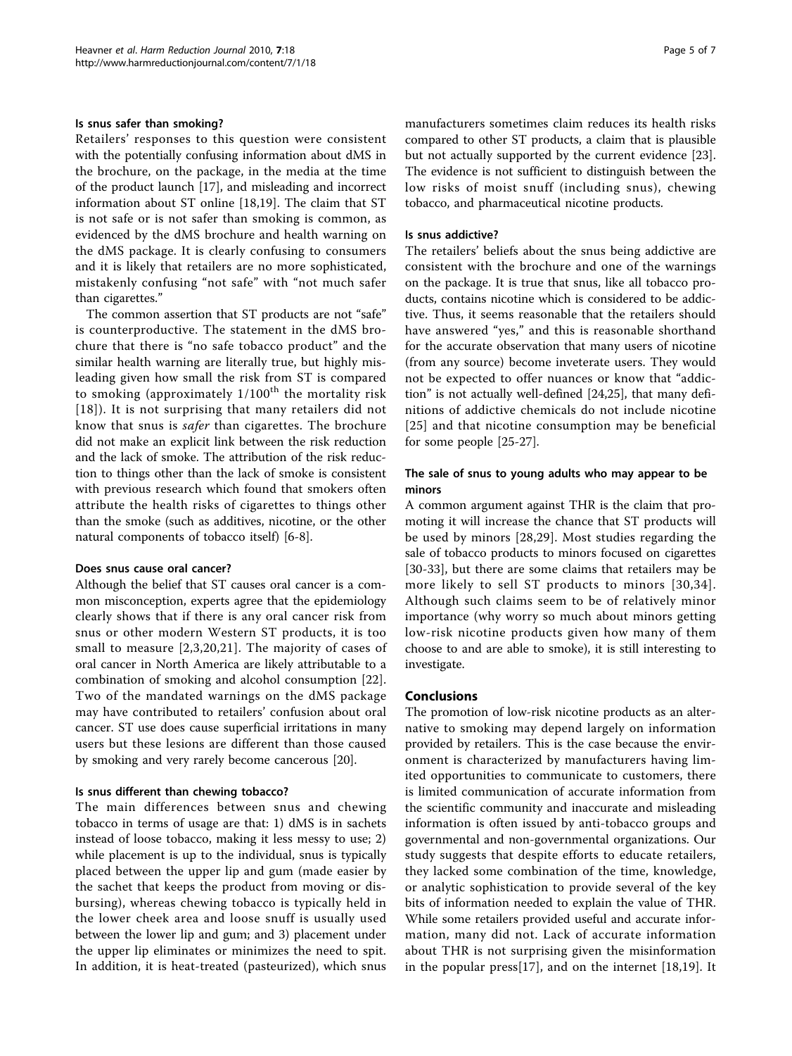### Is snus safer than smoking?

Retailers' responses to this question were consistent with the potentially confusing information about dMS in the brochure, on the package, in the media at the time of the product launch [17], and misleading and incorrect information about ST online [18,19]. The claim that ST is not safe or is not safer than smoking is common, as evidenced by the dMS brochure and health warning on the dMS package. It is clearly confusing to consumers and it is likely that retailers are no more sophisticated, mistakenly confusing "not safe" with "not much safer than cigarettes."

The common assertion that ST products are not "safe" is counterproductive. The statement in the dMS brochure that there is "no safe tobacco product" and the similar health warning are literally true, but highly misleading given how small the risk from ST is compared to smoking (approximately 1/100th the mortality risk [18]). It is not surprising that many retailers did not know that snus is *safer* than cigarettes. The brochure did not make an explicit link between the risk reduction and the lack of smoke. The attribution of the risk reduction to things other than the lack of smoke is consistent with previous research which found that smokers often attribute the health risks of cigarettes to things other than the smoke (such as additives, nicotine, or the other natural components of tobacco itself) [6-8].

### Does snus cause oral cancer?

Although the belief that ST causes oral cancer is a common misconception, experts agree that the epidemiology clearly shows that if there is any oral cancer risk from snus or other modern Western ST products, it is too small to measure [2,3,20,21]. The majority of cases of oral cancer in North America are likely attributable to a combination of smoking and alcohol consumption [22]. Two of the mandated warnings on the dMS package may have contributed to retailers' confusion about oral cancer. ST use does cause superficial irritations in many users but these lesions are different than those caused by smoking and very rarely become cancerous [20].

### Is snus different than chewing tobacco?

The main differences between snus and chewing tobacco in terms of usage are that: 1) dMS is in sachets instead of loose tobacco, making it less messy to use; 2) while placement is up to the individual, snus is typically placed between the upper lip and gum (made easier by the sachet that keeps the product from moving or disbursing), whereas chewing tobacco is typically held in the lower cheek area and loose snuff is usually used between the lower lip and gum; and 3) placement under the upper lip eliminates or minimizes the need to spit. In addition, it is heat-treated (pasteurized), which snus manufacturers sometimes claim reduces its health risks compared to other ST products, a claim that is plausible but not actually supported by the current evidence [23]. The evidence is not sufficient to distinguish between the low risks of moist snuff (including snus), chewing tobacco, and pharmaceutical nicotine products.

### Is snus addictive?

The retailers' beliefs about the snus being addictive are consistent with the brochure and one of the warnings on the package. It is true that snus, like all tobacco products, contains nicotine which is considered to be addictive. Thus, it seems reasonable that the retailers should have answered "yes," and this is reasonable shorthand for the accurate observation that many users of nicotine (from any source) become inveterate users. They would not be expected to offer nuances or know that "addiction" is not actually well-defined [24,25], that many definitions of addictive chemicals do not include nicotine [25] and that nicotine consumption may be beneficial for some people [25-27].

### The sale of snus to young adults who may appear to be minors

A common argument against THR is the claim that promoting it will increase the chance that ST products will be used by minors [28,29]. Most studies regarding the sale of tobacco products to minors focused on cigarettes [30-33], but there are some claims that retailers may be more likely to sell ST products to minors [30,34]. Although such claims seem to be of relatively minor importance (why worry so much about minors getting low-risk nicotine products given how many of them choose to and are able to smoke), it is still interesting to investigate.

## Conclusions

The promotion of low-risk nicotine products as an alternative to smoking may depend largely on information provided by retailers. This is the case because the environment is characterized by manufacturers having limited opportunities to communicate to customers, there is limited communication of accurate information from the scientific community and inaccurate and misleading information is often issued by anti-tobacco groups and governmental and non-governmental organizations. Our study suggests that despite efforts to educate retailers, they lacked some combination of the time, knowledge, or analytic sophistication to provide several of the key bits of information needed to explain the value of THR. While some retailers provided useful and accurate information, many did not. Lack of accurate information about THR is not surprising given the misinformation in the popular press[17], and on the internet [18,19]. It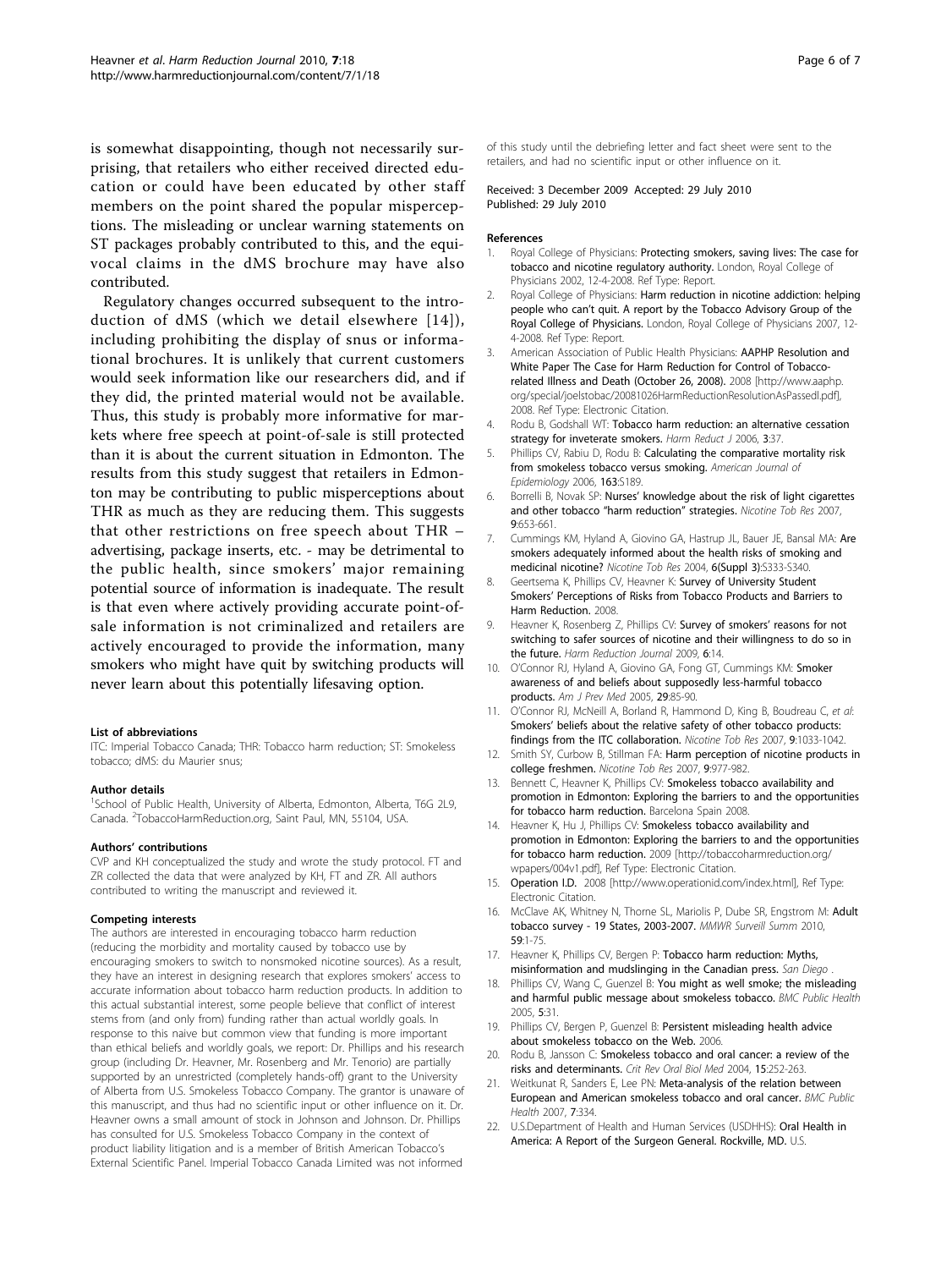is somewhat disappointing, though not necessarily surprising, that retailers who either received directed education or could have been educated by other staff members on the point shared the popular misperceptions. The misleading or unclear warning statements on ST packages probably contributed to this, and the equivocal claims in the dMS brochure may have also contributed.

Regulatory changes occurred subsequent to the introduction of dMS (which we detail elsewhere [14]), including prohibiting the display of snus or informational brochures. It is unlikely that current customers would seek information like our researchers did, and if they did, the printed material would not be available. Thus, this study is probably more informative for markets where free speech at point-of-sale is still protected than it is about the current situation in Edmonton. The results from this study suggest that retailers in Edmonton may be contributing to public misperceptions about THR as much as they are reducing them. This suggests that other restrictions on free speech about THR – advertising, package inserts, etc. - may be detrimental to the public health, since smokers' major remaining potential source of information is inadequate. The result is that even where actively providing accurate point-of-sale information is not criminalized and retailers are actively encouraged to provide the information, many smokers who might have quit by switching products will never learn about this potentially lifesaving option.

#### List of abbreviations

ITC: Imperial Tobacco Canada; THR: Tobacco harm reduction; ST: Smokeless tobacco; dMS: du Maurier snus;

#### Author details

[1]School of Public Health, University of Alberta, Edmonton, Alberta, T6G 2L9, Canada. [2]TobaccoHarmReduction.org, Saint Paul, MN, 55104, USA.

#### Authors' contributions

CVP and KH conceptualized the study and wrote the study protocol. FT and ZR collected the data that were analyzed by KH, FT and ZR. All authors contributed to writing the manuscript and reviewed it.

#### Competing interests

The authors are interested in encouraging tobacco harm reduction (reducing the morbidity and mortality caused by tobacco use by encouraging smokers to switch to nonsmoked nicotine sources). As a result, they have an interest in designing research that explores smokers' access to accurate information about tobacco harm reduction products. In addition to this actual substantial interest, some people believe that conflict of interest stems from (and only from) funding rather than actual worldly goals. In response to this naive but common view that funding is more important than ethical beliefs and worldly goals, we report: Dr. Phillips and his research group (including Dr. Heavner, Mr. Rosenberg and Mr. Tenorio) are partially supported by an unrestricted (completely hands-off) grant to the University of Alberta from U.S. Smokeless Tobacco Company. The grantor is unaware of this manuscript, and thus had no scientific input or other influence on it. Dr. Heavner owns a small amount of stock in Johnson and Johnson. Dr. Phillips has consulted for U.S. Smokeless Tobacco Company in the context of product liability litigation and is a member of British American Tobacco's External Scientific Panel. Imperial Tobacco Canada Limited was not informed of this study until the debriefing letter and fact sheet were sent to the retailers, and had no scientific input or other influence on it.

Received: 3 December 2009 Accepted: 29 July 2010
Published: 29 July 2010

#### References

1. Royal College of Physicians: **Protecting smokers, saving lives: The case for tobacco and nicotine regulatory authority.** London, Royal College of Physicians 2002, 12-4-2008. Ref Type: Report.
2. Royal College of Physicians: **Harm reduction in nicotine addiction: helping people who can't quit. A report by the Tobacco Advisory Group of the Royal College of Physicians.** London, Royal College of Physicians 2007, 12-4-2008. Ref Type: Report.
3. American Association of Public Health Physicians: **AAPHP Resolution and White Paper The Case for Harm Reduction for Control of Tobacco-related Illness and Death (October 26, 2008).** 2008 [http://www.aaphp.org/special/joelstobac/20081026HarmReductionResolutionAsPassedl.pdf], 2008. Ref Type: Electronic Citation.
4. Rodu B, Godshall WT: **Tobacco harm reduction: an alternative cessation strategy for inveterate smokers.** *Harm Reduct J* 2006, **3**:37.
5. Phillips CV, Rabiu D, Rodu B: **Calculating the comparative mortality risk from smokeless tobacco versus smoking.** *American Journal of Epidemiology* 2006, **163**:S189.
6. Borrelli B, Novak SP: **Nurses' knowledge about the risk of light cigarettes and other tobacco "harm reduction" strategies.** *Nicotine Tob Res* 2007, **9**:653-661.
7. Cummings KM, Hyland A, Giovino GA, Hastrup JL, Bauer JE, Bansal MA: **Are smokers adequately informed about the health risks of smoking and medicinal nicotine?** *Nicotine Tob Res* 2004, **6(Suppl 3)**:S333-S340.
8. Geertsema K, Phillips CV, Heavner K: **Survey of University Student Smokers' Perceptions of Risks from Tobacco Products and Barriers to Harm Reduction.** 2008.
9. Heavner K, Rosenberg Z, Phillips CV: **Survey of smokers' reasons for not switching to safer sources of nicotine and their willingness to do so in the future.** *Harm Reduction Journal* 2009, **6**:14.
10. O'Connor RJ, Hyland A, Giovino GA, Fong GT, Cummings KM: **Smoker awareness of and beliefs about supposedly less-harmful tobacco products.** *Am J Prev Med* 2005, **29**:85-90.
11. O'Connor RJ, McNeill A, Borland R, Hammond D, King B, Boudreau C, *et al*: **Smokers' beliefs about the relative safety of other tobacco products: findings from the ITC collaboration.** *Nicotine Tob Res* 2007, **9**:1033-1042.
12. Smith SY, Curbow B, Stillman FA: **Harm perception of nicotine products in college freshmen.** *Nicotine Tob Res* 2007, **9**:977-982.
13. Bennett C, Heavner K, Phillips CV: **Smokeless tobacco availability and promotion in Edmonton: Exploring the barriers to and the opportunities for tobacco harm reduction.** Barcelona Spain 2008.
14. Heavner K, Hu J, Phillips CV: **Smokeless tobacco availability and promotion in Edmonton: Exploring the barriers to and the opportunities for tobacco harm reduction.** 2009 [http://tobaccoharmreduction.org/wpapers/004v1.pdf], Ref Type: Electronic Citation.
15. **Operation I.D.** 2008 [http://www.operationid.com/index.html], Ref Type: Electronic Citation.
16. McClave AK, Whitney N, Thorne SL, Mariolis P, Dube SR, Engstrom M: **Adult tobacco survey - 19 States, 2003-2007.** *MMWR Surveill Summ* 2010, **59**:1-75.
17. Heavner K, Phillips CV, Bergen P: **Tobacco harm reduction: Myths, misinformation and mudslinging in the Canadian press.** *San Diego* .
18. Phillips CV, Wang C, Guenzel B: **You might as well smoke; the misleading and harmful public message about smokeless tobacco.** *BMC Public Health* 2005, **5**:31.
19. Phillips CV, Bergen P, Guenzel B: **Persistent misleading health advice about smokeless tobacco on the Web.** 2006.
20. Rodu B, Jansson C: **Smokeless tobacco and oral cancer: a review of the risks and determinants.** *Crit Rev Oral Biol Med* 2004, **15**:252-263.
21. Weitkunat R, Sanders E, Lee PN: **Meta-analysis of the relation between European and American smokeless tobacco and oral cancer.** *BMC Public Health* 2007, **7**:334.
22. U.S.Department of Health and Human Services (USDHHS): **Oral Health in America: A Report of the Surgeon General. Rockville, MD.** U.S.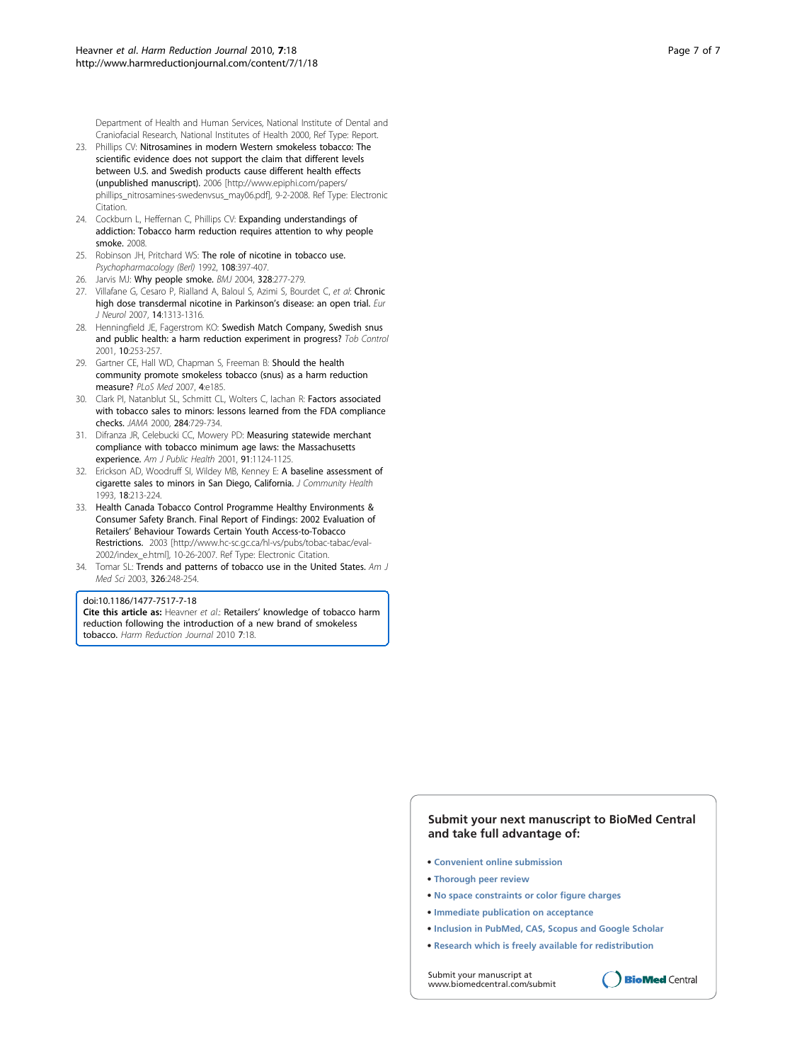Department of Health and Human Services, National Institute of Dental and Craniofacial Research, National Institutes of Health 2000, Ref Type: Report.

23. Phillips CV: **Nitrosamines in modern Western smokeless tobacco: The scientific evidence does not support the claim that different levels between U.S. and Swedish products cause different health effects (unpublished manuscript).** 2006 [http://www.epiphi.com/papers/phillips_nitrosamines-swedenvsus_may06.pdf], 9-2-2008. Ref Type: Electronic Citation.
24. Cockburn L, Heffernan C, Phillips CV: **Expanding understandings of addiction: Tobacco harm reduction requires attention to why people smoke.** 2008.
25. Robinson JH, Pritchard WS: **The role of nicotine in tobacco use.** *Psychopharmacology (Berl)* 1992, **108**:397-407.
26. Jarvis MJ: **Why people smoke.** *BMJ* 2004, **328**:277-279.
27. Villafane G, Cesaro P, Rialland A, Baloul S, Azimi S, Bourdet C, *et al*: **Chronic high dose transdermal nicotine in Parkinson's disease: an open trial.** *Eur J Neurol* 2007, **14**:1313-1316.
28. Henningfield JE, Fagerstrom KO: **Swedish Match Company, Swedish snus and public health: a harm reduction experiment in progress?** *Tob Control* 2001, **10**:253-257.
29. Gartner CE, Hall WD, Chapman S, Freeman B: **Should the health community promote smokeless tobacco (snus) as a harm reduction measure?** *PLoS Med* 2007, **4**:e185.
30. Clark PI, Natanblut SL, Schmitt CL, Wolters C, Iachan R: **Factors associated with tobacco sales to minors: lessons learned from the FDA compliance checks.** *JAMA* 2000, **284**:729-734.
31. Difranza JR, Celebucki CC, Mowery PD: **Measuring statewide merchant compliance with tobacco minimum age laws: the Massachusetts experience.** *Am J Public Health* 2001, **91**:1124-1125.
32. Erickson AD, Woodruff SI, Wildey MB, Kenney E: **A baseline assessment of cigarette sales to minors in San Diego, California.** *J Community Health* 1993, **18**:213-224.
33. Health Canada Tobacco Control Programme Healthy Environments & Consumer Safety Branch. **Final Report of Findings: 2002 Evaluation of Retailers' Behaviour Towards Certain Youth Access-to-Tobacco Restrictions.** 2003 [http://www.hc-sc.gc.ca/hl-vs/pubs/tobac-tabac/eval-2002/index_e.html], 10-26-2007. Ref Type: Electronic Citation.
34. Tomar SL: **Trends and patterns of tobacco use in the United States.** *Am J Med Sci* 2003, **326**:248-254.

doi:10.1186/1477-7517-7-18

**Cite this article as:** Heavner *et al.*: Retailers' knowledge of tobacco harm reduction following the introduction of a new brand of smokeless tobacco. *Harm Reduction Journal* 2010 **7**:18.

**Submit your next manuscript to BioMed Central and take full advantage of:**

- **Convenient online submission**
- **Thorough peer review**
- **No space constraints or color figure charges**
- **Immediate publication on acceptance**
- **Inclusion in PubMed, CAS, Scopus and Google Scholar**
- **Research which is freely available for redistribution**

Submit your manuscript at www.biomedcentral.com/submit

BioMed Central